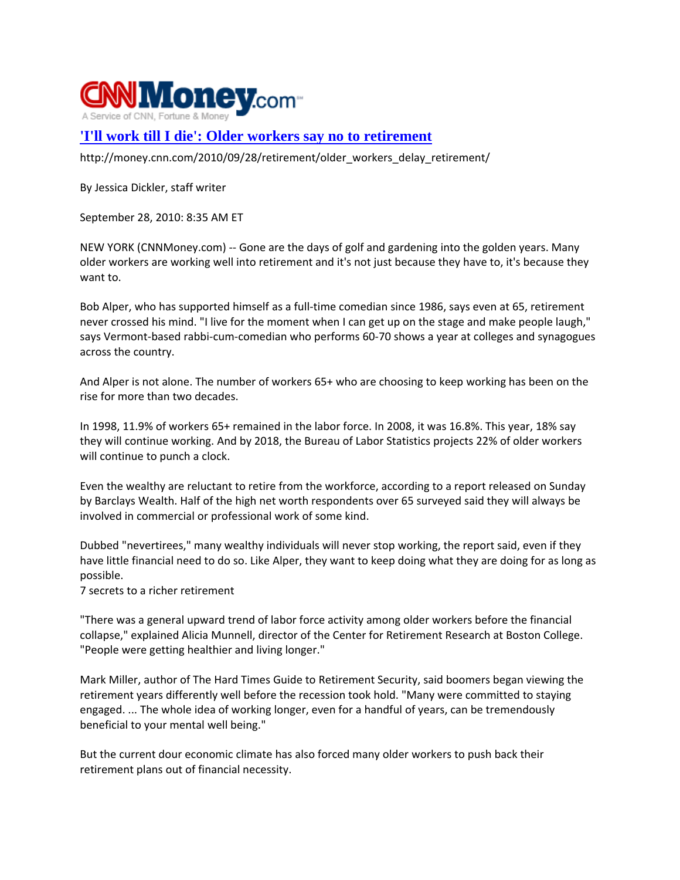CNNMoney.com
A Service of CNN, Fortune & Money

# 'I'll work till I die': Older workers say no to retirement

http://money.cnn.com/2010/09/28/retirement/older_workers_delay_retirement/

By Jessica Dickler, staff writer

September 28, 2010: 8:35 AM ET

NEW YORK (CNNMoney.com) -- Gone are the days of golf and gardening into the golden years. Many older workers are working well into retirement and it's not just because they have to, it's because they want to.

Bob Alper, who has supported himself as a full-time comedian since 1986, says even at 65, retirement never crossed his mind. "I live for the moment when I can get up on the stage and make people laugh," says Vermont-based rabbi-cum-comedian who performs 60-70 shows a year at colleges and synagogues across the country.

And Alper is not alone. The number of workers 65+ who are choosing to keep working has been on the rise for more than two decades.

In 1998, 11.9% of workers 65+ remained in the labor force. In 2008, it was 16.8%. This year, 18% say they will continue working. And by 2018, the Bureau of Labor Statistics projects 22% of older workers will continue to punch a clock.

Even the wealthy are reluctant to retire from the workforce, according to a report released on Sunday by Barclays Wealth. Half of the high net worth respondents over 65 surveyed said they will always be involved in commercial or professional work of some kind.

Dubbed "nevertirees," many wealthy individuals will never stop working, the report said, even if they have little financial need to do so. Like Alper, they want to keep doing what they are doing for as long as possible.
7 secrets to a richer retirement

"There was a general upward trend of labor force activity among older workers before the financial collapse," explained Alicia Munnell, director of the Center for Retirement Research at Boston College. "People were getting healthier and living longer."

Mark Miller, author of The Hard Times Guide to Retirement Security, said boomers began viewing the retirement years differently well before the recession took hold. "Many were committed to staying engaged. ... The whole idea of working longer, even for a handful of years, can be tremendously beneficial to your mental well being."

But the current dour economic climate has also forced many older workers to push back their retirement plans out of financial necessity.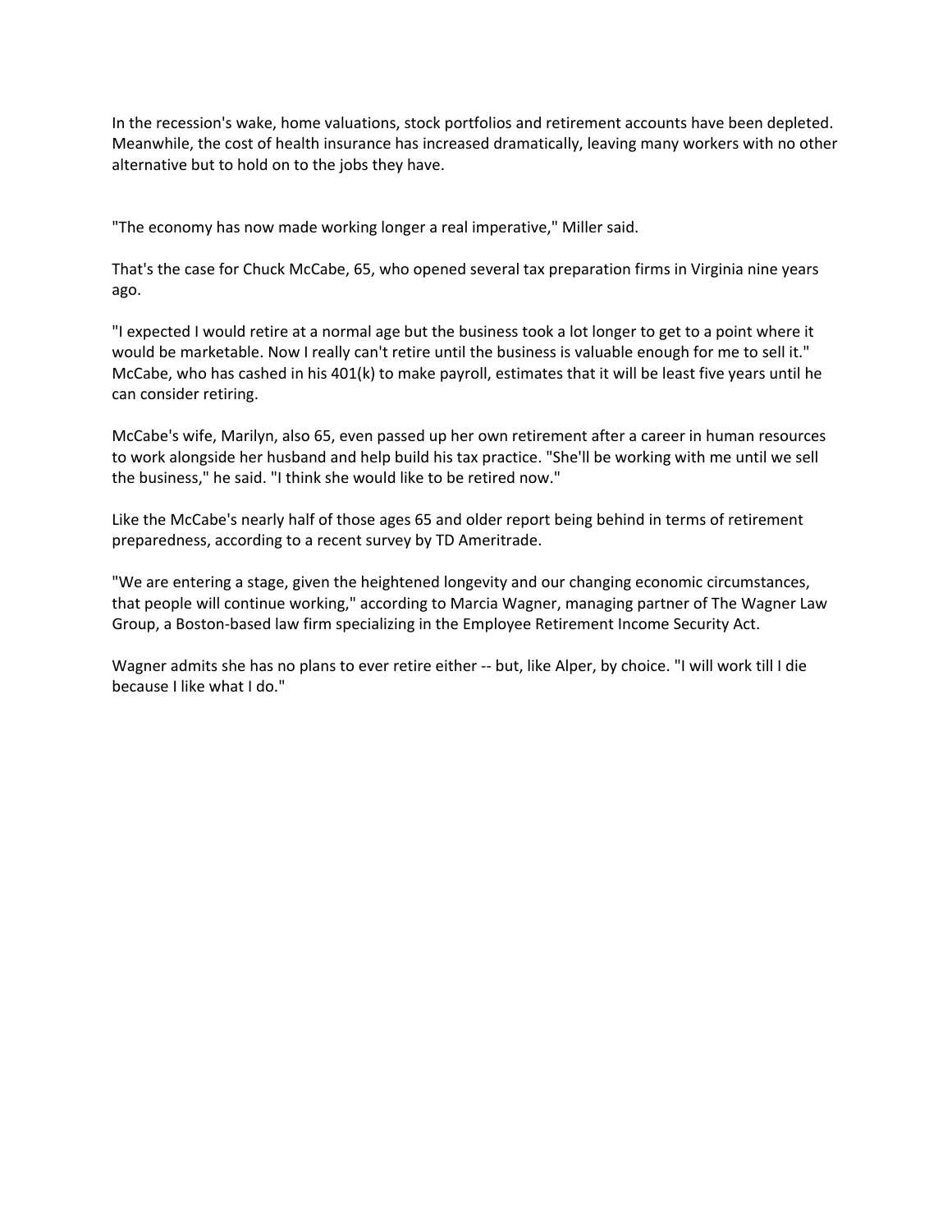In the recession's wake, home valuations, stock portfolios and retirement accounts have been depleted. Meanwhile, the cost of health insurance has increased dramatically, leaving many workers with no other alternative but to hold on to the jobs they have.

"The economy has now made working longer a real imperative," Miller said.

That's the case for Chuck McCabe, 65, who opened several tax preparation firms in Virginia nine years ago.

"I expected I would retire at a normal age but the business took a lot longer to get to a point where it would be marketable. Now I really can't retire until the business is valuable enough for me to sell it." McCabe, who has cashed in his 401(k) to make payroll, estimates that it will be least five years until he can consider retiring.

McCabe's wife, Marilyn, also 65, even passed up her own retirement after a career in human resources to work alongside her husband and help build his tax practice. "She'll be working with me until we sell the business," he said. "I think she would like to be retired now."

Like the McCabe's nearly half of those ages 65 and older report being behind in terms of retirement preparedness, according to a recent survey by TD Ameritrade.

"We are entering a stage, given the heightened longevity and our changing economic circumstances, that people will continue working," according to Marcia Wagner, managing partner of The Wagner Law Group, a Boston-based law firm specializing in the Employee Retirement Income Security Act.

Wagner admits she has no plans to ever retire either -- but, like Alper, by choice. "I will work till I die because I like what I do."